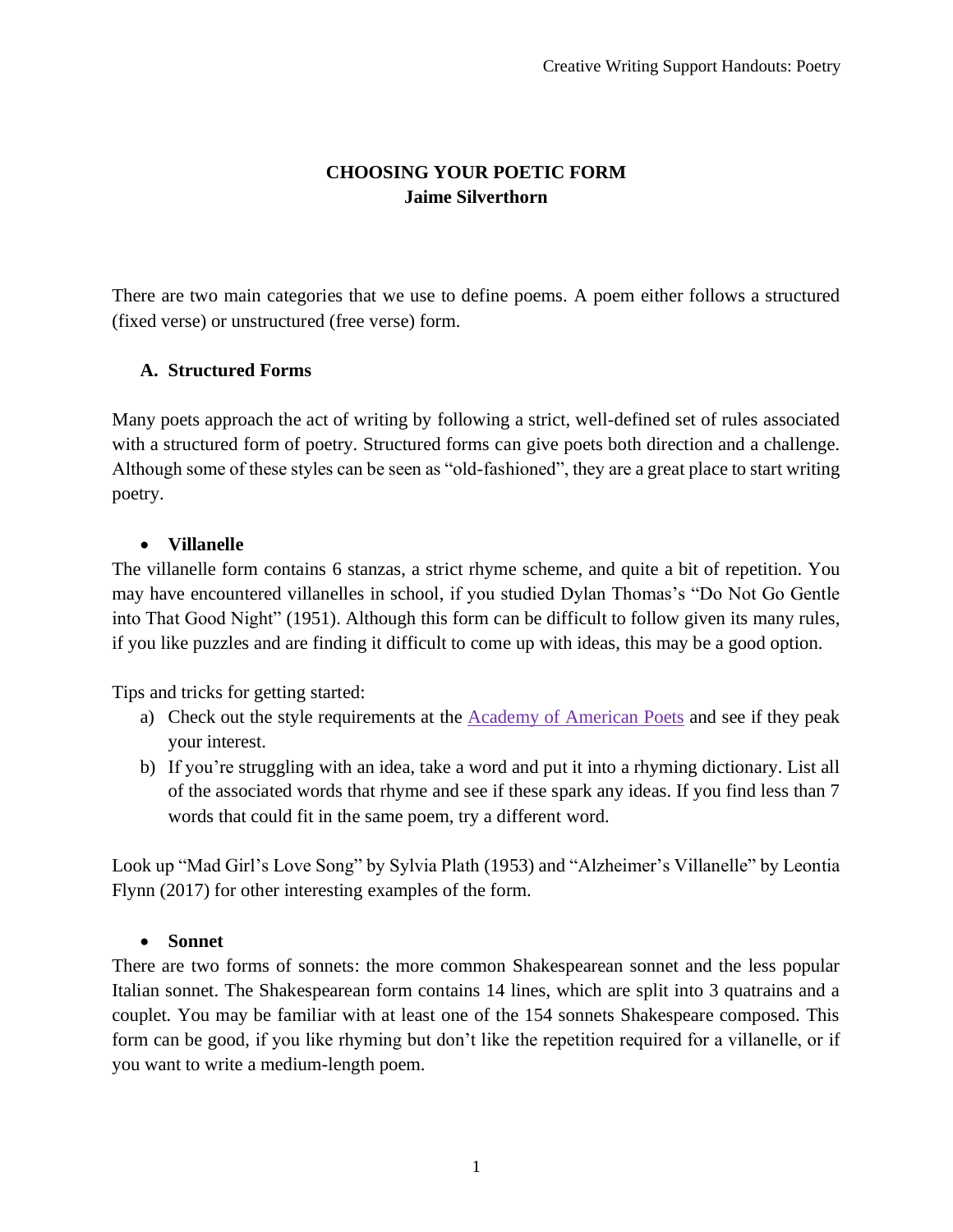# CHOOSING YOUR POETIC FORM

**Jaime Silverthorn**

There are two main categories that we use to define poems. A poem either follows a structured (fixed verse) or unstructured (free verse) form.

## A. Structured Forms

Many poets approach the act of writing by following a strict, well-defined set of rules associated with a structured form of poetry. Structured forms can give poets both direction and a challenge. Although some of these styles can be seen as "old-fashioned", they are a great place to start writing poetry.

- **Villanelle**

The villanelle form contains 6 stanzas, a strict rhyme scheme, and quite a bit of repetition. You may have encountered villanelles in school, if you studied Dylan Thomas's "Do Not Go Gentle into That Good Night" (1951). Although this form can be difficult to follow given its many rules, if you like puzzles and are finding it difficult to come up with ideas, this may be a good option.

Tips and tricks for getting started:

a) Check out the style requirements at the Academy of American Poets and see if they peak your interest.
b) If you're struggling with an idea, take a word and put it into a rhyming dictionary. List all of the associated words that rhyme and see if these spark any ideas. If you find less than 7 words that could fit in the same poem, try a different word.

Look up "Mad Girl's Love Song" by Sylvia Plath (1953) and "Alzheimer's Villanelle" by Leontia Flynn (2017) for other interesting examples of the form.

- **Sonnet**

There are two forms of sonnets: the more common Shakespearean sonnet and the less popular Italian sonnet. The Shakespearean form contains 14 lines, which are split into 3 quatrains and a couplet. You may be familiar with at least one of the 154 sonnets Shakespeare composed. This form can be good, if you like rhyming but don't like the repetition required for a villanelle, or if you want to write a medium-length poem.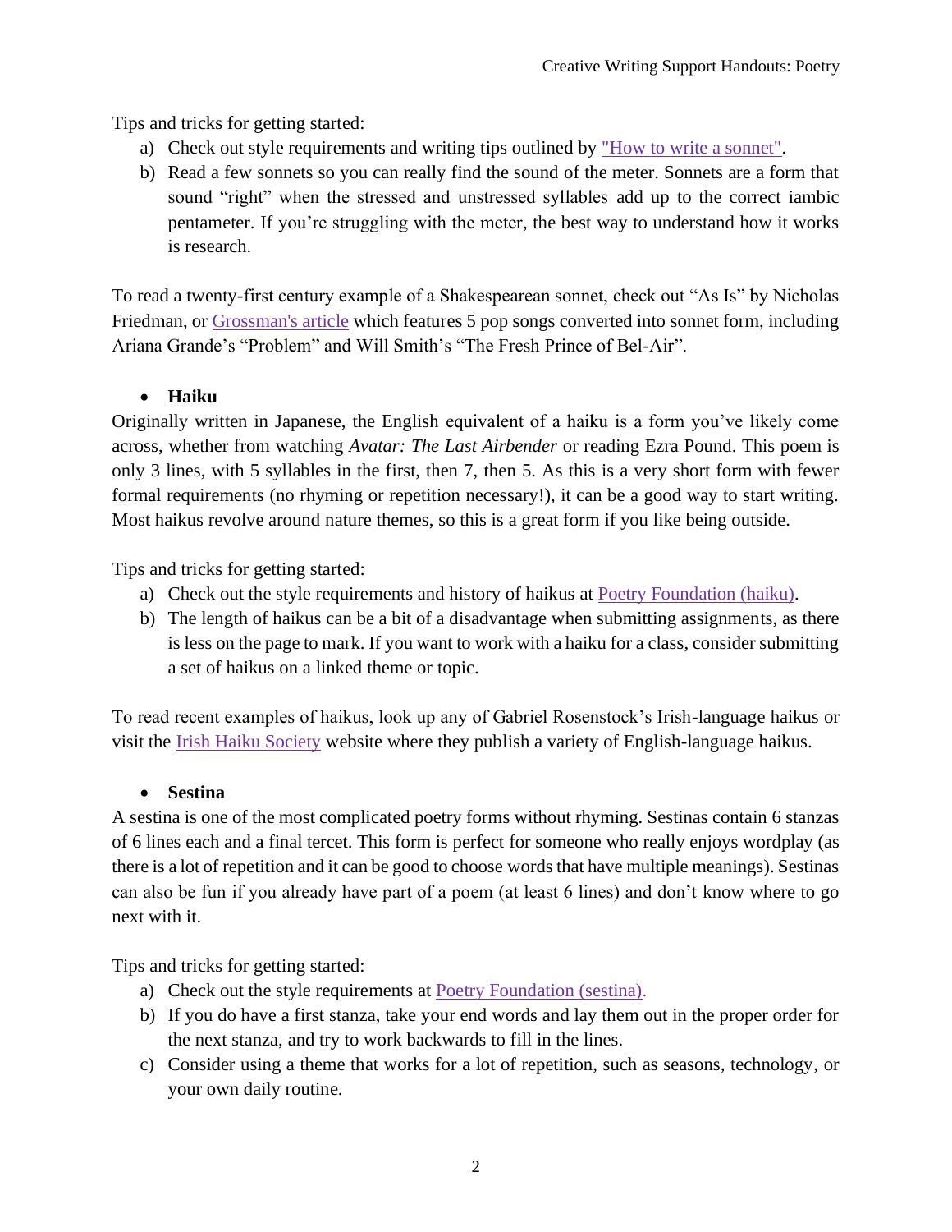Tips and tricks for getting started:

a) Check out style requirements and writing tips outlined by "How to write a sonnet".
b) Read a few sonnets so you can really find the sound of the meter. Sonnets are a form that sound "right" when the stressed and unstressed syllables add up to the correct iambic pentameter. If you're struggling with the meter, the best way to understand how it works is research.

To read a twenty-first century example of a Shakespearean sonnet, check out "As Is" by Nicholas Friedman, or Grossman's article which features 5 pop songs converted into sonnet form, including Ariana Grande's "Problem" and Will Smith's "The Fresh Prince of Bel-Air".

- **Haiku**

Originally written in Japanese, the English equivalent of a haiku is a form you've likely come across, whether from watching *Avatar: The Last Airbender* or reading Ezra Pound. This poem is only 3 lines, with 5 syllables in the first, then 7, then 5. As this is a very short form with fewer formal requirements (no rhyming or repetition necessary!), it can be a good way to start writing. Most haikus revolve around nature themes, so this is a great form if you like being outside.

Tips and tricks for getting started:

a) Check out the style requirements and history of haikus at Poetry Foundation (haiku).
b) The length of haikus can be a bit of a disadvantage when submitting assignments, as there is less on the page to mark. If you want to work with a haiku for a class, consider submitting a set of haikus on a linked theme or topic.

To read recent examples of haikus, look up any of Gabriel Rosenstock's Irish-language haikus or visit the Irish Haiku Society website where they publish a variety of English-language haikus.

- **Sestina**

A sestina is one of the most complicated poetry forms without rhyming. Sestinas contain 6 stanzas of 6 lines each and a final tercet. This form is perfect for someone who really enjoys wordplay (as there is a lot of repetition and it can be good to choose words that have multiple meanings). Sestinas can also be fun if you already have part of a poem (at least 6 lines) and don't know where to go next with it.

Tips and tricks for getting started:

a) Check out the style requirements at Poetry Foundation (sestina).
b) If you do have a first stanza, take your end words and lay them out in the proper order for the next stanza, and try to work backwards to fill in the lines.
c) Consider using a theme that works for a lot of repetition, such as seasons, technology, or your own daily routine.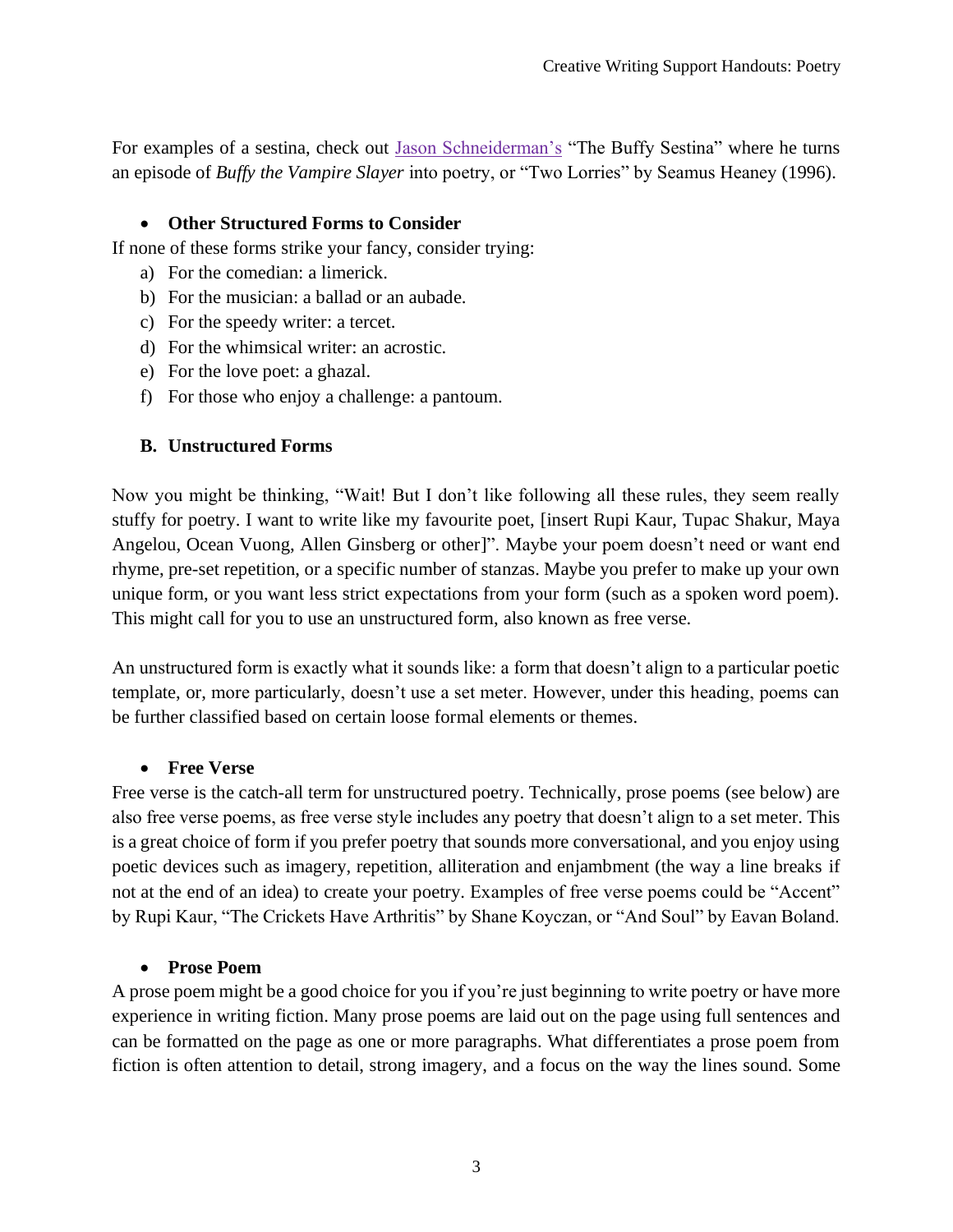For examples of a sestina, check out Jason Schneiderman's "The Buffy Sestina" where he turns an episode of *Buffy the Vampire Slayer* into poetry, or "Two Lorries" by Seamus Heaney (1996).

- **Other Structured Forms to Consider**

If none of these forms strike your fancy, consider trying:

a) For the comedian: a limerick.
b) For the musician: a ballad or an aubade.
c) For the speedy writer: a tercet.
d) For the whimsical writer: an acrostic.
e) For the love poet: a ghazal.
f) For those who enjoy a challenge: a pantoum.

### B. Unstructured Forms

Now you might be thinking, "Wait! But I don't like following all these rules, they seem really stuffy for poetry. I want to write like my favourite poet, [insert Rupi Kaur, Tupac Shakur, Maya Angelou, Ocean Vuong, Allen Ginsberg or other]". Maybe your poem doesn't need or want end rhyme, pre-set repetition, or a specific number of stanzas. Maybe you prefer to make up your own unique form, or you want less strict expectations from your form (such as a spoken word poem). This might call for you to use an unstructured form, also known as free verse.

An unstructured form is exactly what it sounds like: a form that doesn't align to a particular poetic template, or, more particularly, doesn't use a set meter. However, under this heading, poems can be further classified based on certain loose formal elements or themes.

- **Free Verse**

Free verse is the catch-all term for unstructured poetry. Technically, prose poems (see below) are also free verse poems, as free verse style includes any poetry that doesn't align to a set meter. This is a great choice of form if you prefer poetry that sounds more conversational, and you enjoy using poetic devices such as imagery, repetition, alliteration and enjambment (the way a line breaks if not at the end of an idea) to create your poetry. Examples of free verse poems could be "Accent" by Rupi Kaur, "The Crickets Have Arthritis" by Shane Koyczan, or "And Soul" by Eavan Boland.

- **Prose Poem**

A prose poem might be a good choice for you if you're just beginning to write poetry or have more experience in writing fiction. Many prose poems are laid out on the page using full sentences and can be formatted on the page as one or more paragraphs. What differentiates a prose poem from fiction is often attention to detail, strong imagery, and a focus on the way the lines sound. Some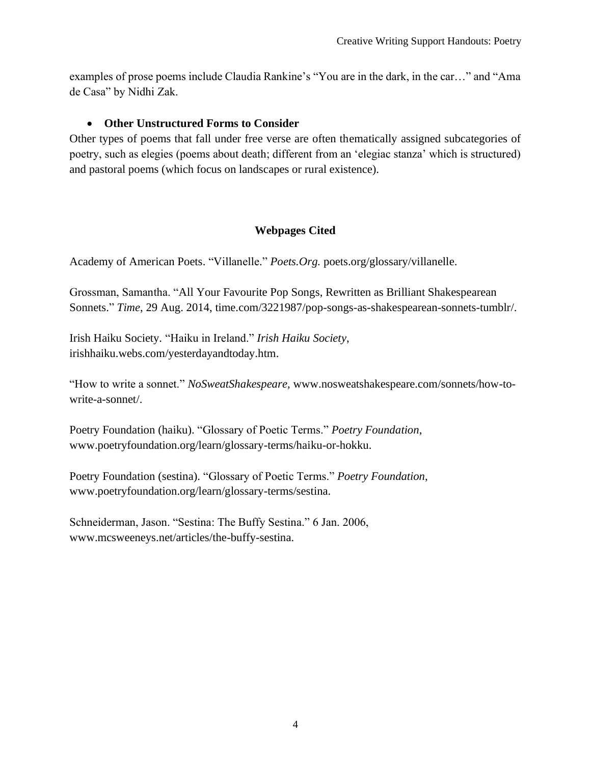examples of prose poems include Claudia Rankine's "You are in the dark, in the car…" and "Ama de Casa" by Nidhi Zak.

- **Other Unstructured Forms to Consider**

Other types of poems that fall under free verse are often thematically assigned subcategories of poetry, such as elegies (poems about death; different from an 'elegiac stanza' which is structured) and pastoral poems (which focus on landscapes or rural existence).

## Webpages Cited

Academy of American Poets. "Villanelle." *Poets.Org.* poets.org/glossary/villanelle.

Grossman, Samantha. "All Your Favourite Pop Songs, Rewritten as Brilliant Shakespearean Sonnets." *Time*, 29 Aug. 2014, time.com/3221987/pop-songs-as-shakespearean-sonnets-tumblr/.

Irish Haiku Society. "Haiku in Ireland." *Irish Haiku Society*, irishhaiku.webs.com/yesterdayandtoday.htm.

"How to write a sonnet." *NoSweatShakespeare*, www.nosweatshakespeare.com/sonnets/how-to-write-a-sonnet/.

Poetry Foundation (haiku). "Glossary of Poetic Terms." *Poetry Foundation*, www.poetryfoundation.org/learn/glossary-terms/haiku-or-hokku.

Poetry Foundation (sestina). "Glossary of Poetic Terms." *Poetry Foundation*, www.poetryfoundation.org/learn/glossary-terms/sestina.

Schneiderman, Jason. "Sestina: The Buffy Sestina." 6 Jan. 2006, www.mcsweeneys.net/articles/the-buffy-sestina.